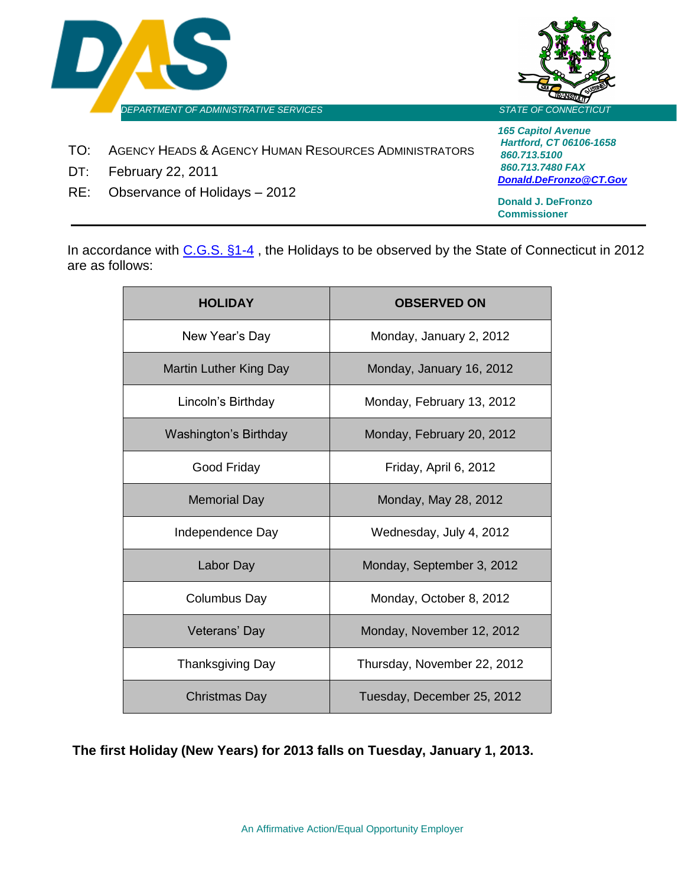DAS

DEPARTMENT OF ADMINISTRATIVE SERVICES

STATE OF CONNECTICUT

*165 Capitol Avenue*
*Hartford, CT 06106-1658*
*860.713.5100*
*860.713.7480 FAX*
*Donald.DeFronzo@CT.Gov*

**Donald J. DeFronzo**
**Commissioner**

TO: AGENCY HEADS & AGENCY HUMAN RESOURCES ADMINISTRATORS

DT: February 22, 2011

RE: Observance of Holidays – 2012

---

In accordance with C.G.S. §1-4 , the Holidays to be observed by the State of Connecticut in 2012 are as follows:

| HOLIDAY | OBSERVED ON |
|---|---|
| New Year's Day | Monday, January 2, 2012 |
| Martin Luther King Day | Monday, January 16, 2012 |
| Lincoln's Birthday | Monday, February 13, 2012 |
| Washington's Birthday | Monday, February 20, 2012 |
| Good Friday | Friday, April 6, 2012 |
| Memorial Day | Monday, May 28, 2012 |
| Independence Day | Wednesday, July 4, 2012 |
| Labor Day | Monday, September 3, 2012 |
| Columbus Day | Monday, October 8, 2012 |
| Veterans' Day | Monday, November 12, 2012 |
| Thanksgiving Day | Thursday, November 22, 2012 |
| Christmas Day | Tuesday, December 25, 2012 |

**The first Holiday (New Years) for 2013 falls on Tuesday, January 1, 2013.**

An Affirmative Action/Equal Opportunity Employer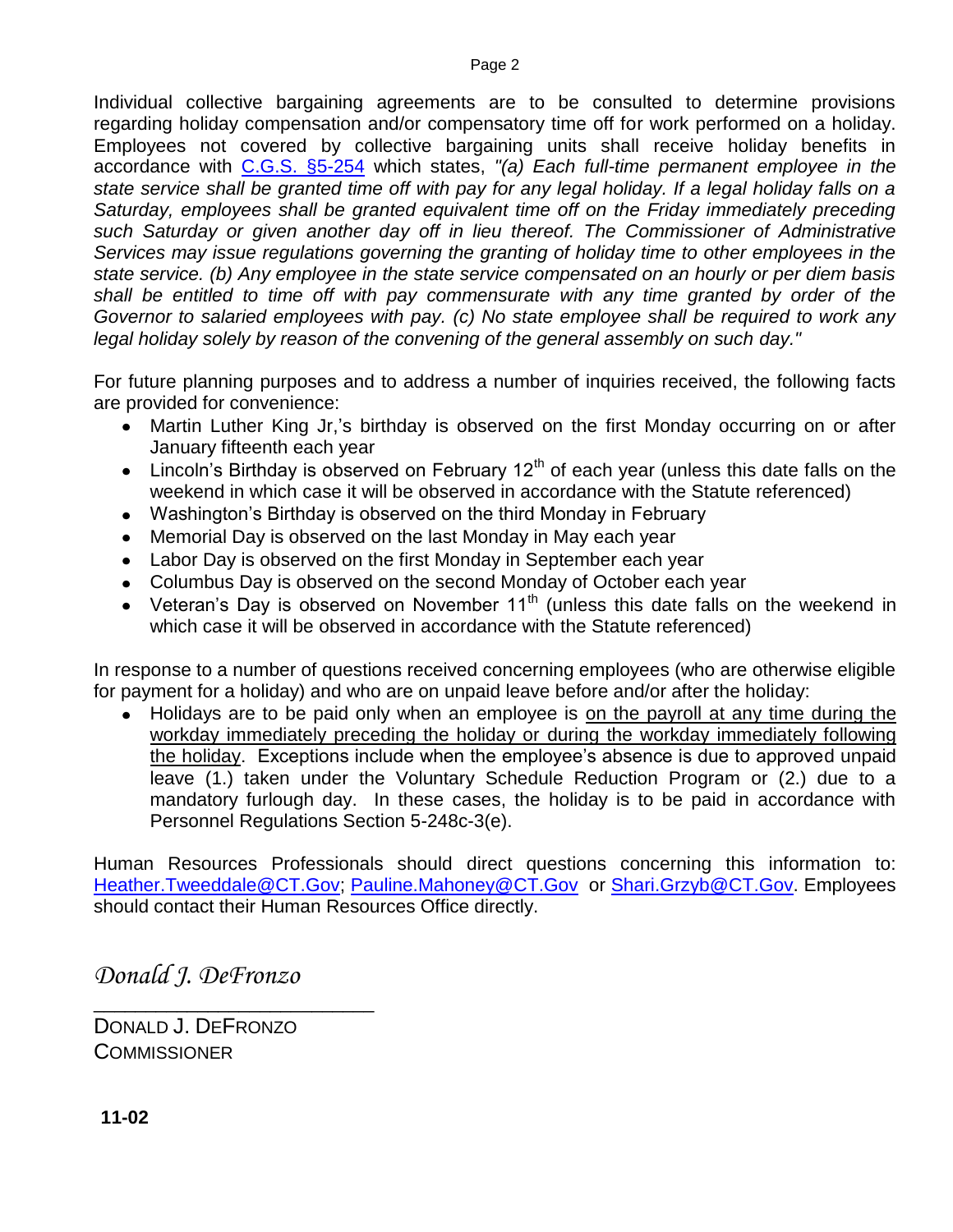Individual collective bargaining agreements are to be consulted to determine provisions regarding holiday compensation and/or compensatory time off for work performed on a holiday. Employees not covered by collective bargaining units shall receive holiday benefits in accordance with C.G.S. §5-254 which states, *"(a) Each full-time permanent employee in the state service shall be granted time off with pay for any legal holiday. If a legal holiday falls on a Saturday, employees shall be granted equivalent time off on the Friday immediately preceding such Saturday or given another day off in lieu thereof. The Commissioner of Administrative Services may issue regulations governing the granting of holiday time to other employees in the state service. (b) Any employee in the state service compensated on an hourly or per diem basis shall be entitled to time off with pay commensurate with any time granted by order of the Governor to salaried employees with pay. (c) No state employee shall be required to work any legal holiday solely by reason of the convening of the general assembly on such day."*

For future planning purposes and to address a number of inquiries received, the following facts are provided for convenience:

- Martin Luther King Jr,'s birthday is observed on the first Monday occurring on or after January fifteenth each year
- Lincoln's Birthday is observed on February 12th of each year (unless this date falls on the weekend in which case it will be observed in accordance with the Statute referenced)
- Washington's Birthday is observed on the third Monday in February
- Memorial Day is observed on the last Monday in May each year
- Labor Day is observed on the first Monday in September each year
- Columbus Day is observed on the second Monday of October each year
- Veteran's Day is observed on November 11th (unless this date falls on the weekend in which case it will be observed in accordance with the Statute referenced)

In response to a number of questions received concerning employees (who are otherwise eligible for payment for a holiday) and who are on unpaid leave before and/or after the holiday:

- Holidays are to be paid only when an employee is <u>on the payroll at any time during the workday immediately preceding the holiday or during the workday immediately following the holiday</u>. Exceptions include when the employee's absence is due to approved unpaid leave (1.) taken under the Voluntary Schedule Reduction Program or (2.) due to a mandatory furlough day. In these cases, the holiday is to be paid in accordance with Personnel Regulations Section 5-248c-3(e).

Human Resources Professionals should direct questions concerning this information to: Heather.Tweeddale@CT.Gov; Pauline.Mahoney@CT.Gov or Shari.Grzyb@CT.Gov. Employees should contact their Human Resources Office directly.

*Donald J. DeFronzo*

DONALD J. DEFRONZO
COMMISSIONER

**11-02**